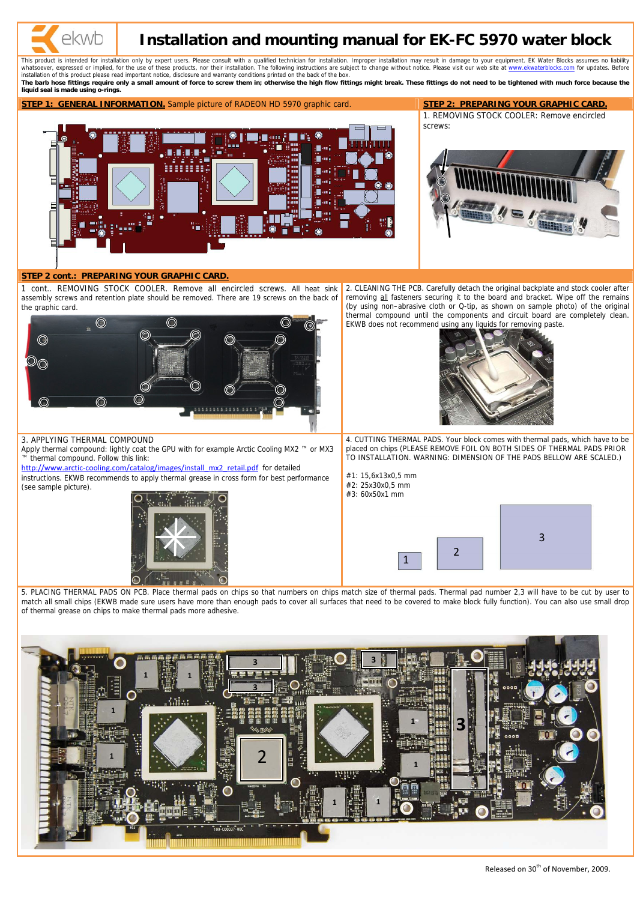# Installation and mounting manual for EK-FC 5970 water block

This product is intended for installation only by expert users. Please consult with a qualified technician for installation. Improper installation may result in damage to your equipment. EK Water Blocks assumes no liability whatsoever, expressed or implied, for the use of these products, nor their installation. The following instructions are subject to change without notice. Please visit our web site at www.ekwaterblocks.com for updates. Before installation of this product please read important notice, disclosure and warranty conditions printed on the back of the box.

**The barb hose fittings require only a small amount of force to screw them in; otherwise the high flow fittings might break. These fittings do not need to be tightened with much force because the liquid seal is made using o-rings.**

## STEP 1: GENERAL INFORMATION.

Sample picture of RADEON HD 5970 graphic card.

## STEP 2: PREPARING YOUR GRAPHIC CARD.

1. REMOVING STOCK COOLER: Remove encircled screws:

## STEP 2 cont.: PREPARING YOUR GRAPHIC CARD.

1 cont.. REMOVING STOCK COOLER. Remove all encircled screws. All heat sink assembly screws and retention plate should be removed. There are 19 screws on the back of the graphic card.

2. CLEANING THE PCB. Carefully detach the original backplate and stock cooler after removing all fasteners securing it to the board and bracket. Wipe off the remains (by using non-abrasive cloth or Q-tip, as shown on sample photo) of the original thermal compound until the components and circuit board are completely clean. EKWB does not recommend using any liquids for removing paste.

3. APPLYING THERMAL COMPOUND

Apply thermal compound: lightly coat the GPU with for example Arctic Cooling MX2 ™ or MX3 ™ thermal compound. Follow this link: http://www.arctic-cooling.com/catalog/images/install_mx2_retail.pdf for detailed instructions. EKWB recommends to apply thermal grease in cross form for best performance (see sample picture).

4. CUTTING THERMAL PADS. Your block comes with thermal pads, which have to be placed on chips (PLEASE REMOVE FOIL ON BOTH SIDES OF THERMAL PADS PRIOR TO INSTALLATION. WARNING: DIMENSION OF THE PADS BELLOW ARE SCALED.)

#1: 15,6x13x0,5 mm
#2: 25x30x0,5 mm
#3: 60x50x1 mm

5. PLACING THERMAL PADS ON PCB. Place thermal pads on chips so that numbers on chips match size of thermal pads. Thermal pad number 2,3 will have to be cut by user to match all small chips (EKWB made sure users have more than enough pads to cover all surfaces that need to be covered to make block fully function). You can also use small drop of thermal grease on chips to make thermal pads more adhesive.

Released on 30th of November, 2009.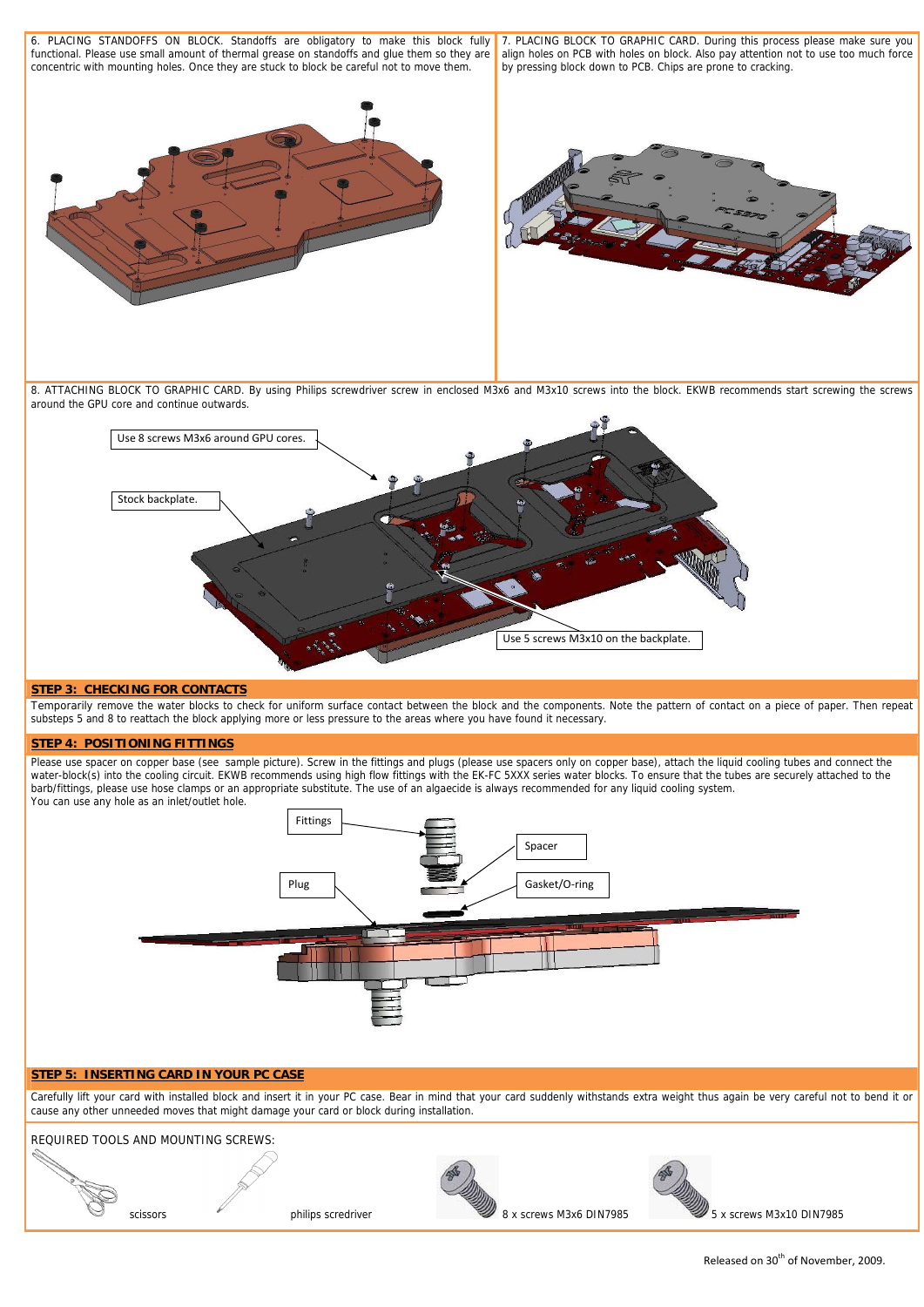6. PLACING STANDOFFS ON BLOCK. Standoffs are obligatory to make this block fully functional. Please use small amount of thermal grease on standoffs and glue them so they are concentric with mounting holes. Once they are stuck to block be careful not to move them.

7. PLACING BLOCK TO GRAPHIC CARD. During this process please make sure you align holes on PCB with holes on block. Also pay attention not to use too much force by pressing block down to PCB. Chips are prone to cracking.

8. ATTACHING BLOCK TO GRAPHIC CARD. By using Philips screwdriver screw in enclosed M3x6 and M3x10 screws into the block. EKWB recommends start screwing the screws around the GPU core and continue outwards.

Use 8 screws M3x6 around GPU cores.

Stock backplate.

Use 5 screws M3x10 on the backplate.

## STEP 3: CHECKING FOR CONTACTS

Temporarily remove the water blocks to check for uniform surface contact between the block and the components. Note the pattern of contact on a piece of paper. Then repeat substeps 5 and 8 to reattach the block applying more or less pressure to the areas where you have found it necessary.

## STEP 4: POSITIONING FITTINGS

Please use spacer on copper base (see sample picture). Screw in the fittings and plugs (please use spacers only on copper base), attach the liquid cooling tubes and connect the water-block(s) into the cooling circuit. EKWB recommends using high flow fittings with the EK-FC 5XXX series water blocks. To ensure that the tubes are securely attached to the barb/fittings, please use hose clamps or an appropriate substitute. The use of an algaecide is always recommended for any liquid cooling system.
You can use any hole as an inlet/outlet hole.

Fittings

Spacer

Plug

Gasket/O-ring

## STEP 5: INSERTING CARD IN YOUR PC CASE

Carefully lift your card with installed block and insert it in your PC case. Bear in mind that your card suddenly withstands extra weight thus again be very careful not to bend it or cause any other unneeded moves that might damage your card or block during installation.

REQUIRED TOOLS AND MOUNTING SCREWS:

scissors

philips scredriver

8 x screws M3x6 DIN7985

5 x screws M3x10 DIN7985

Released on 30th of November, 2009.